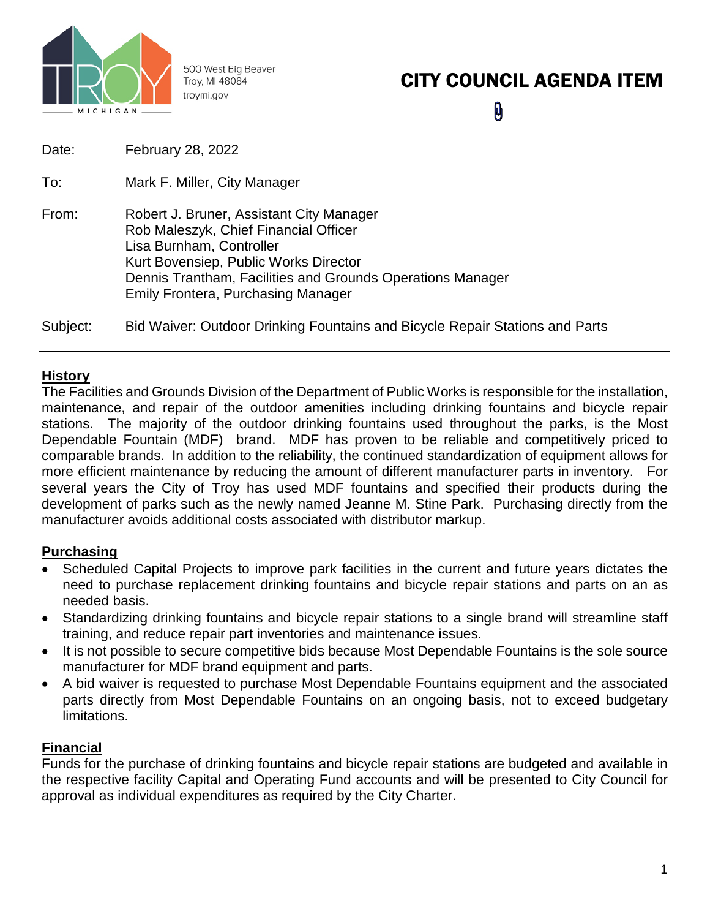500 West Big Beaver
Troy, MI 48084
troymi.gov

# CITY COUNCIL AGENDA ITEM

Date: February 28, 2022

To: Mark F. Miller, City Manager

From: Robert J. Bruner, Assistant City Manager
Rob Maleszyk, Chief Financial Officer
Lisa Burnham, Controller
Kurt Bovensiep, Public Works Director
Dennis Trantham, Facilities and Grounds Operations Manager
Emily Frontera, Purchasing Manager

Subject: Bid Waiver: Outdoor Drinking Fountains and Bicycle Repair Stations and Parts

---

## History

The Facilities and Grounds Division of the Department of Public Works is responsible for the installation, maintenance, and repair of the outdoor amenities including drinking fountains and bicycle repair stations. The majority of the outdoor drinking fountains used throughout the parks, is the Most Dependable Fountain (MDF) brand. MDF has proven to be reliable and competitively priced to comparable brands. In addition to the reliability, the continued standardization of equipment allows for more efficient maintenance by reducing the amount of different manufacturer parts in inventory. For several years the City of Troy has used MDF fountains and specified their products during the development of parks such as the newly named Jeanne M. Stine Park. Purchasing directly from the manufacturer avoids additional costs associated with distributor markup.

## Purchasing

- Scheduled Capital Projects to improve park facilities in the current and future years dictates the need to purchase replacement drinking fountains and bicycle repair stations and parts on an as needed basis.
- Standardizing drinking fountains and bicycle repair stations to a single brand will streamline staff training, and reduce repair part inventories and maintenance issues.
- It is not possible to secure competitive bids because Most Dependable Fountains is the sole source manufacturer for MDF brand equipment and parts.
- A bid waiver is requested to purchase Most Dependable Fountains equipment and the associated parts directly from Most Dependable Fountains on an ongoing basis, not to exceed budgetary limitations.

## Financial

Funds for the purchase of drinking fountains and bicycle repair stations are budgeted and available in the respective facility Capital and Operating Fund accounts and will be presented to City Council for approval as individual expenditures as required by the City Charter.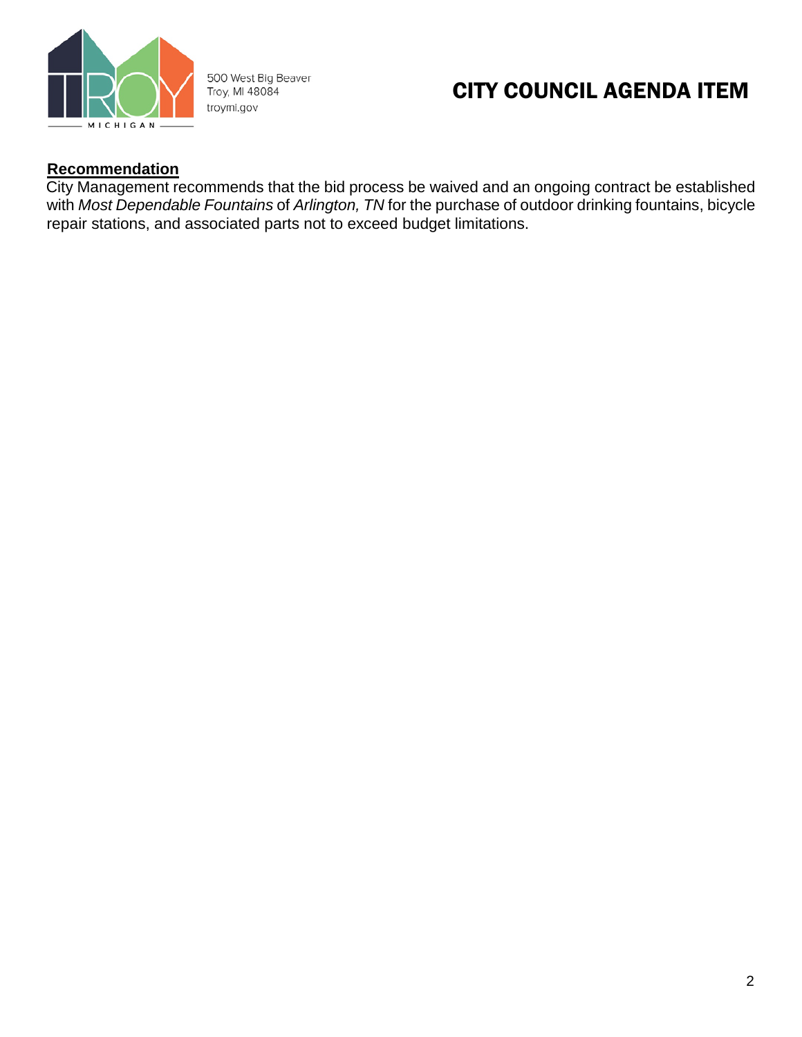500 West Big Beaver
Troy, MI 48084
troymi.gov

# CITY COUNCIL AGENDA ITEM

**Recommendation**

City Management recommends that the bid process be waived and an ongoing contract be established with *Most Dependable Fountains* of *Arlington, TN* for the purchase of outdoor drinking fountains, bicycle repair stations, and associated parts not to exceed budget limitations.